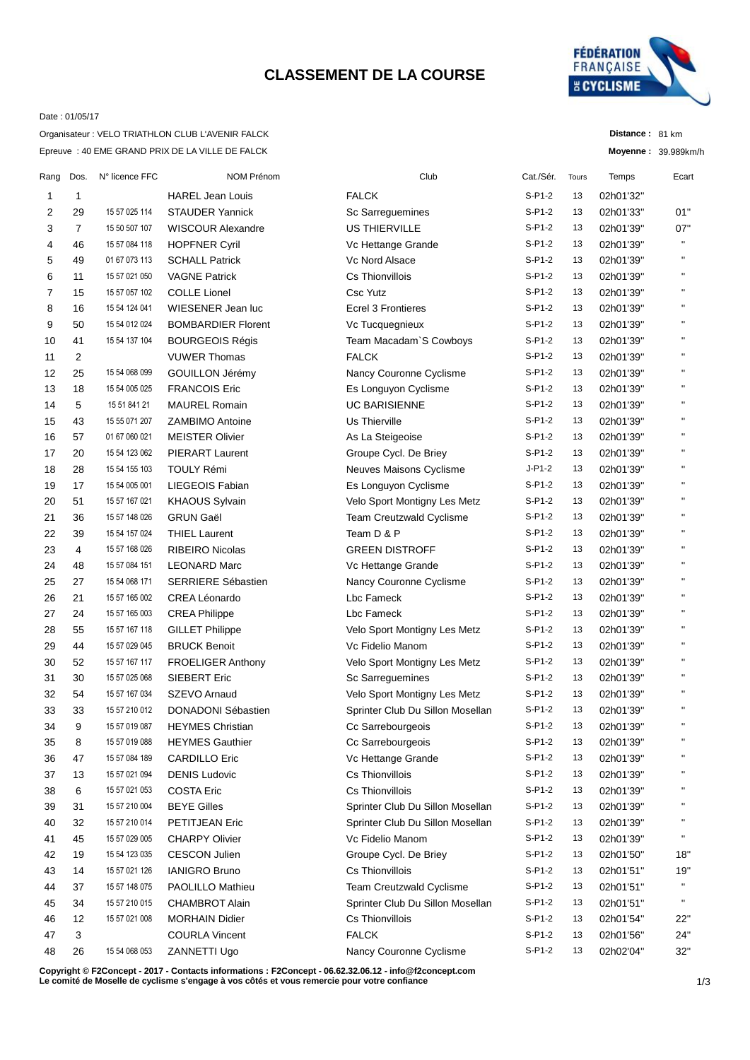# CLASSEMENT DE LA COURSE

FÉDÉRATION FRANÇAISE DE CYCLISME

Date : 01/05/17

Organisateur : VELO TRIATHLON CLUB L'AVENIR FALCK

Epreuve : 40 EME GRAND PRIX DE LA VILLE DE FALCK

**Distance :** 81 km

**Moyenne :** 39.989km/h

| Rang | Dos. | N° licence FFC | NOM Prénom | Club | Cat./Sér. | Tours | Temps | Ecart |
|---|---|---|---|---|---|---|---|---|
| 1 | 1 | | HAREL Jean Louis | FALCK | S-P1-2 | 13 | 02h01'32" | |
| 2 | 29 | 15 57 025 114 | STAUDER Yannick | Sc Sarreguemines | S-P1-2 | 13 | 02h01'33" | 01" |
| 3 | 7 | 15 50 507 107 | WISCOUR Alexandre | US THIERVILLE | S-P1-2 | 13 | 02h01'39" | 07" |
| 4 | 46 | 15 57 084 118 | HOPFNER Cyril | Vc Hettange Grande | S-P1-2 | 13 | 02h01'39" | " |
| 5 | 49 | 01 67 073 113 | SCHALL Patrick | Vc Nord Alsace | S-P1-2 | 13 | 02h01'39" | " |
| 6 | 11 | 15 57 021 050 | VAGNE Patrick | Cs Thionvillois | S-P1-2 | 13 | 02h01'39" | " |
| 7 | 15 | 15 57 057 102 | COLLE Lionel | Csc Yutz | S-P1-2 | 13 | 02h01'39" | " |
| 8 | 16 | 15 54 124 041 | WIESENER Jean luc | Ecrel 3 Frontieres | S-P1-2 | 13 | 02h01'39" | " |
| 9 | 50 | 15 54 012 024 | BOMBARDIER Florent | Vc Tucquegnieux | S-P1-2 | 13 | 02h01'39" | " |
| 10 | 41 | 15 54 137 104 | BOURGEOIS Régis | Team Macadam`S Cowboys | S-P1-2 | 13 | 02h01'39" | " |
| 11 | 2 | | VUWER Thomas | FALCK | S-P1-2 | 13 | 02h01'39" | " |
| 12 | 25 | 15 54 068 099 | GOUILLON Jérémy | Nancy Couronne Cyclisme | S-P1-2 | 13 | 02h01'39" | " |
| 13 | 18 | 15 54 005 025 | FRANCOIS Eric | Es Longuyon Cyclisme | S-P1-2 | 13 | 02h01'39" | " |
| 14 | 5 | 15 51 841 21 | MAUREL Romain | UC BARISIENNE | S-P1-2 | 13 | 02h01'39" | " |
| 15 | 43 | 15 55 071 207 | ZAMBIMO Antoine | Us Thierville | S-P1-2 | 13 | 02h01'39" | " |
| 16 | 57 | 01 67 060 021 | MEISTER Olivier | As La Steigeoise | S-P1-2 | 13 | 02h01'39" | " |
| 17 | 20 | 15 54 123 062 | PIERART Laurent | Groupe Cycl. De Briey | S-P1-2 | 13 | 02h01'39" | " |
| 18 | 28 | 15 54 155 103 | TOULY Rémi | Neuves Maisons Cyclisme | J-P1-2 | 13 | 02h01'39" | " |
| 19 | 17 | 15 54 005 001 | LIEGEOIS Fabian | Es Longuyon Cyclisme | S-P1-2 | 13 | 02h01'39" | " |
| 20 | 51 | 15 57 167 021 | KHAOUS Sylvain | Velo Sport Montigny Les Metz | S-P1-2 | 13 | 02h01'39" | " |
| 21 | 36 | 15 57 148 026 | GRUN Gaël | Team Creutzwald Cyclisme | S-P1-2 | 13 | 02h01'39" | " |
| 22 | 39 | 15 54 157 024 | THIEL Laurent | Team D & P | S-P1-2 | 13 | 02h01'39" | " |
| 23 | 4 | 15 57 168 026 | RIBEIRO Nicolas | GREEN DISTROFF | S-P1-2 | 13 | 02h01'39" | " |
| 24 | 48 | 15 57 084 151 | LEONARD Marc | Vc Hettange Grande | S-P1-2 | 13 | 02h01'39" | " |
| 25 | 27 | 15 54 068 171 | SERRIERE Sébastien | Nancy Couronne Cyclisme | S-P1-2 | 13 | 02h01'39" | " |
| 26 | 21 | 15 57 165 002 | CREA Léonardo | Lbc Fameck | S-P1-2 | 13 | 02h01'39" | " |
| 27 | 24 | 15 57 165 003 | CREA Philippe | Lbc Fameck | S-P1-2 | 13 | 02h01'39" | " |
| 28 | 55 | 15 57 167 118 | GILLET Philippe | Velo Sport Montigny Les Metz | S-P1-2 | 13 | 02h01'39" | " |
| 29 | 44 | 15 57 029 045 | BRUCK Benoit | Vc Fidelio Manom | S-P1-2 | 13 | 02h01'39" | " |
| 30 | 52 | 15 57 167 117 | FROELIGER Anthony | Velo Sport Montigny Les Metz | S-P1-2 | 13 | 02h01'39" | " |
| 31 | 30 | 15 57 025 068 | SIEBERT Eric | Sc Sarreguemines | S-P1-2 | 13 | 02h01'39" | " |
| 32 | 54 | 15 57 167 034 | SZEVO Arnaud | Velo Sport Montigny Les Metz | S-P1-2 | 13 | 02h01'39" | " |
| 33 | 33 | 15 57 210 012 | DONADONI Sébastien | Sprinter Club Du Sillon Mosellan | S-P1-2 | 13 | 02h01'39" | " |
| 34 | 9 | 15 57 019 087 | HEYMES Christian | Cc Sarrebourgeois | S-P1-2 | 13 | 02h01'39" | " |
| 35 | 8 | 15 57 019 088 | HEYMES Gauthier | Cc Sarrebourgeois | S-P1-2 | 13 | 02h01'39" | " |
| 36 | 47 | 15 57 084 189 | CARDILLO Eric | Vc Hettange Grande | S-P1-2 | 13 | 02h01'39" | " |
| 37 | 13 | 15 57 021 094 | DENIS Ludovic | Cs Thionvillois | S-P1-2 | 13 | 02h01'39" | " |
| 38 | 6 | 15 57 021 053 | COSTA Eric | Cs Thionvillois | S-P1-2 | 13 | 02h01'39" | " |
| 39 | 31 | 15 57 210 004 | BEYE Gilles | Sprinter Club Du Sillon Mosellan | S-P1-2 | 13 | 02h01'39" | " |
| 40 | 32 | 15 57 210 014 | PETITJEAN Eric | Sprinter Club Du Sillon Mosellan | S-P1-2 | 13 | 02h01'39" | " |
| 41 | 45 | 15 57 029 005 | CHARPY Olivier | Vc Fidelio Manom | S-P1-2 | 13 | 02h01'39" | " |
| 42 | 19 | 15 54 123 035 | CESCON Julien | Groupe Cycl. De Briey | S-P1-2 | 13 | 02h01'50" | 18" |
| 43 | 14 | 15 57 021 126 | IANIGRO Bruno | Cs Thionvillois | S-P1-2 | 13 | 02h01'51" | 19" |
| 44 | 37 | 15 57 148 075 | PAOLILLO Mathieu | Team Creutzwald Cyclisme | S-P1-2 | 13 | 02h01'51" | " |
| 45 | 34 | 15 57 210 015 | CHAMBROT Alain | Sprinter Club Du Sillon Mosellan | S-P1-2 | 13 | 02h01'51" | " |
| 46 | 12 | 15 57 021 008 | MORHAIN Didier | Cs Thionvillois | S-P1-2 | 13 | 02h01'54" | 22" |
| 47 | 3 | | COURLA Vincent | FALCK | S-P1-2 | 13 | 02h01'56" | 24" |
| 48 | 26 | 15 54 068 053 | ZANNETTI Ugo | Nancy Couronne Cyclisme | S-P1-2 | 13 | 02h02'04" | 32" |

**Copyright © F2Concept - 2017 - Contacts informations : F2Concept - 06.62.32.06.12 - info@f2concept.com**
**Le comité de Moselle de cyclisme s'engage à vos côtés et vous remercie pour votre confiance**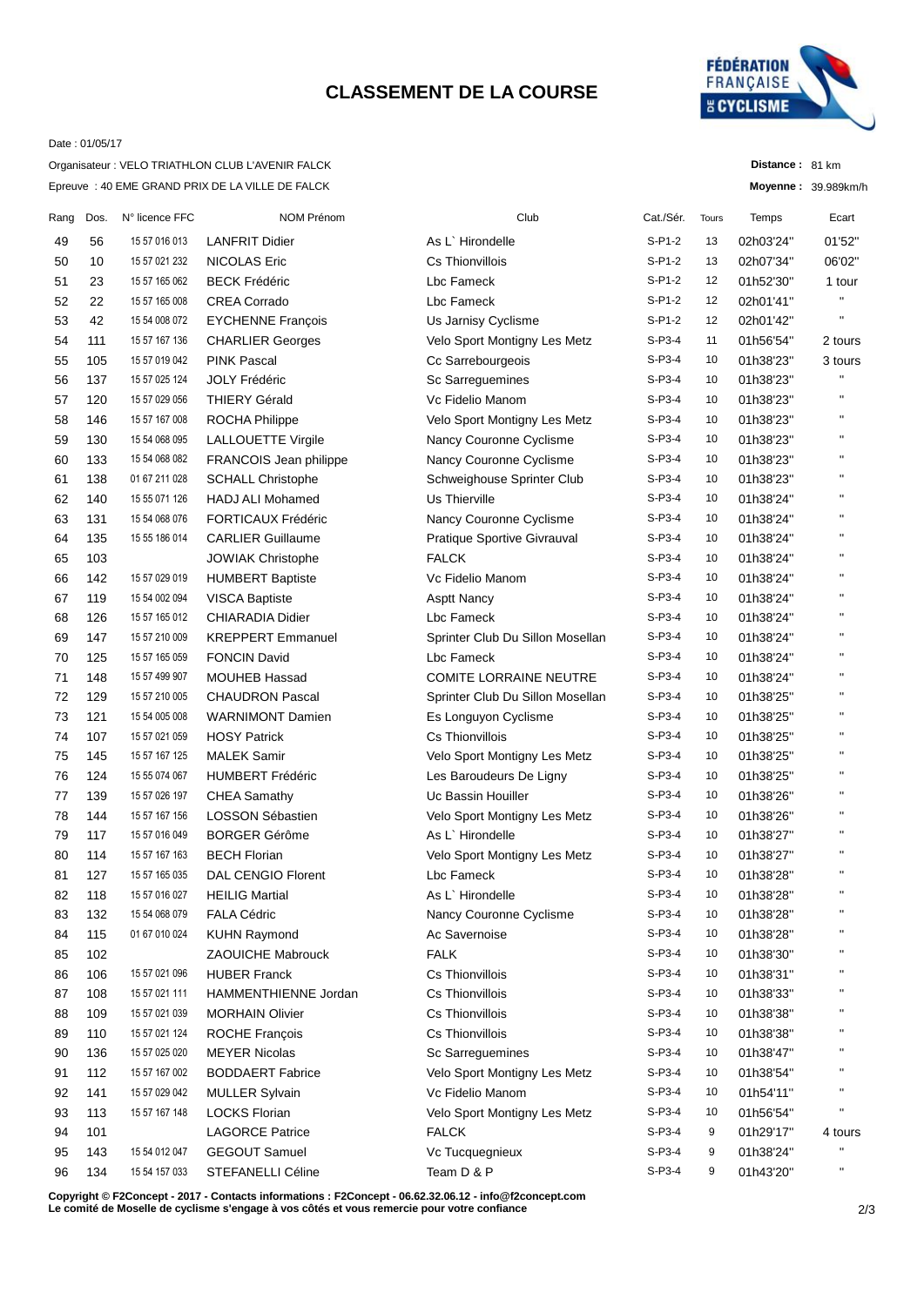# CLASSEMENT DE LA COURSE

Date : 01/05/17

Organisateur : VELO TRIATHLON CLUB L'AVENIR FALCK

Epreuve : 40 EME GRAND PRIX DE LA VILLE DE FALCK

**Distance :** 81 km

**Moyenne :** 39.989km/h

| Rang | Dos. | N° licence FFC | NOM Prénom | Club | Cat./Sér. | Tours | Temps | Ecart |
|---|---|---|---|---|---|---|---|---|
| 49 | 56 | 15 57 016 013 | LANFRIT Didier | As L` Hirondelle | S-P1-2 | 13 | 02h03'24" | 01'52" |
| 50 | 10 | 15 57 021 232 | NICOLAS Eric | Cs Thionvillois | S-P1-2 | 13 | 02h07'34" | 06'02" |
| 51 | 23 | 15 57 165 062 | BECK Frédéric | Lbc Fameck | S-P1-2 | 12 | 01h52'30" | 1 tour |
| 52 | 22 | 15 57 165 008 | CREA Corrado | Lbc Fameck | S-P1-2 | 12 | 02h01'41" | " |
| 53 | 42 | 15 54 008 072 | EYCHENNE François | Us Jarnisy Cyclisme | S-P1-2 | 12 | 02h01'42" | " |
| 54 | 111 | 15 57 167 136 | CHARLIER Georges | Velo Sport Montigny Les Metz | S-P3-4 | 11 | 01h56'54" | 2 tours |
| 55 | 105 | 15 57 019 042 | PINK Pascal | Cc Sarrebourgeois | S-P3-4 | 10 | 01h38'23" | 3 tours |
| 56 | 137 | 15 57 025 124 | JOLY Frédéric | Sc Sarreguemines | S-P3-4 | 10 | 01h38'23" | " |
| 57 | 120 | 15 57 029 056 | THIERY Gérald | Vc Fidelio Manom | S-P3-4 | 10 | 01h38'23" | " |
| 58 | 146 | 15 57 167 008 | ROCHA Philippe | Velo Sport Montigny Les Metz | S-P3-4 | 10 | 01h38'23" | " |
| 59 | 130 | 15 54 068 095 | LALLOUETTE Virgile | Nancy Couronne Cyclisme | S-P3-4 | 10 | 01h38'23" | " |
| 60 | 133 | 15 54 068 082 | FRANCOIS Jean philippe | Nancy Couronne Cyclisme | S-P3-4 | 10 | 01h38'23" | " |
| 61 | 138 | 01 67 211 028 | SCHALL Christophe | Schweighouse Sprinter Club | S-P3-4 | 10 | 01h38'23" | " |
| 62 | 140 | 15 55 071 126 | HADJ ALI Mohamed | Us Thierville | S-P3-4 | 10 | 01h38'24" | " |
| 63 | 131 | 15 54 068 076 | FORTICAUX Frédéric | Nancy Couronne Cyclisme | S-P3-4 | 10 | 01h38'24" | " |
| 64 | 135 | 15 55 186 014 | CARLIER Guillaume | Pratique Sportive Givrauval | S-P3-4 | 10 | 01h38'24" | " |
| 65 | 103 | | JOWIAK Christophe | FALCK | S-P3-4 | 10 | 01h38'24" | " |
| 66 | 142 | 15 57 029 019 | HUMBERT Baptiste | Vc Fidelio Manom | S-P3-4 | 10 | 01h38'24" | " |
| 67 | 119 | 15 54 002 094 | VISCA Baptiste | Asptt Nancy | S-P3-4 | 10 | 01h38'24" | " |
| 68 | 126 | 15 57 165 012 | CHIARADIA Didier | Lbc Fameck | S-P3-4 | 10 | 01h38'24" | " |
| 69 | 147 | 15 57 210 009 | KREPPERT Emmanuel | Sprinter Club Du Sillon Mosellan | S-P3-4 | 10 | 01h38'24" | " |
| 70 | 125 | 15 57 165 059 | FONCIN David | Lbc Fameck | S-P3-4 | 10 | 01h38'24" | " |
| 71 | 148 | 15 57 499 907 | MOUHEB Hassad | COMITE LORRAINE NEUTRE | S-P3-4 | 10 | 01h38'24" | " |
| 72 | 129 | 15 57 210 005 | CHAUDRON Pascal | Sprinter Club Du Sillon Mosellan | S-P3-4 | 10 | 01h38'25" | " |
| 73 | 121 | 15 54 005 008 | WARNIMONT Damien | Es Longuyon Cyclisme | S-P3-4 | 10 | 01h38'25" | " |
| 74 | 107 | 15 57 021 059 | HOSY Patrick | Cs Thionvillois | S-P3-4 | 10 | 01h38'25" | " |
| 75 | 145 | 15 57 167 125 | MALEK Samir | Velo Sport Montigny Les Metz | S-P3-4 | 10 | 01h38'25" | " |
| 76 | 124 | 15 55 074 067 | HUMBERT Frédéric | Les Baroudeurs De Ligny | S-P3-4 | 10 | 01h38'25" | " |
| 77 | 139 | 15 57 026 197 | CHEA Samathy | Uc Bassin Houiller | S-P3-4 | 10 | 01h38'26" | " |
| 78 | 144 | 15 57 167 156 | LOSSON Sébastien | Velo Sport Montigny Les Metz | S-P3-4 | 10 | 01h38'26" | " |
| 79 | 117 | 15 57 016 049 | BORGER Gérôme | As L` Hirondelle | S-P3-4 | 10 | 01h38'27" | " |
| 80 | 114 | 15 57 167 163 | BECH Florian | Velo Sport Montigny Les Metz | S-P3-4 | 10 | 01h38'27" | " |
| 81 | 127 | 15 57 165 035 | DAL CENGIO Florent | Lbc Fameck | S-P3-4 | 10 | 01h38'28" | " |
| 82 | 118 | 15 57 016 027 | HEILIG Martial | As L` Hirondelle | S-P3-4 | 10 | 01h38'28" | " |
| 83 | 132 | 15 54 068 079 | FALA Cédric | Nancy Couronne Cyclisme | S-P3-4 | 10 | 01h38'28" | " |
| 84 | 115 | 01 67 010 024 | KUHN Raymond | Ac Savernoise | S-P3-4 | 10 | 01h38'28" | " |
| 85 | 102 | | ZAOUICHE Mabrouck | FALK | S-P3-4 | 10 | 01h38'30" | " |
| 86 | 106 | 15 57 021 096 | HUBER Franck | Cs Thionvillois | S-P3-4 | 10 | 01h38'31" | " |
| 87 | 108 | 15 57 021 111 | HAMMENTHIENNE Jordan | Cs Thionvillois | S-P3-4 | 10 | 01h38'33" | " |
| 88 | 109 | 15 57 021 039 | MORHAIN Olivier | Cs Thionvillois | S-P3-4 | 10 | 01h38'38" | " |
| 89 | 110 | 15 57 021 124 | ROCHE François | Cs Thionvillois | S-P3-4 | 10 | 01h38'38" | " |
| 90 | 136 | 15 57 025 020 | MEYER Nicolas | Sc Sarreguemines | S-P3-4 | 10 | 01h38'47" | " |
| 91 | 112 | 15 57 167 002 | BODDAERT Fabrice | Velo Sport Montigny Les Metz | S-P3-4 | 10 | 01h38'54" | " |
| 92 | 141 | 15 57 029 042 | MULLER Sylvain | Vc Fidelio Manom | S-P3-4 | 10 | 01h54'11" | " |
| 93 | 113 | 15 57 167 148 | LOCKS Florian | Velo Sport Montigny Les Metz | S-P3-4 | 10 | 01h56'54" | " |
| 94 | 101 | | LAGORCE Patrice | FALCK | S-P3-4 | 9 | 01h29'17" | 4 tours |
| 95 | 143 | 15 54 012 047 | GEGOUT Samuel | Vc Tucquegnieux | S-P3-4 | 9 | 01h38'24" | " |
| 96 | 134 | 15 54 157 033 | STEFANELLI Céline | Team D & P | S-P3-4 | 9 | 01h43'20" | " |

**Copyright © F2Concept - 2017 - Contacts informations : F2Concept - 06.62.32.06.12 - info@f2concept.com**
**Le comité de Moselle de cyclisme s'engage à vos côtés et vous remercie pour votre confiance**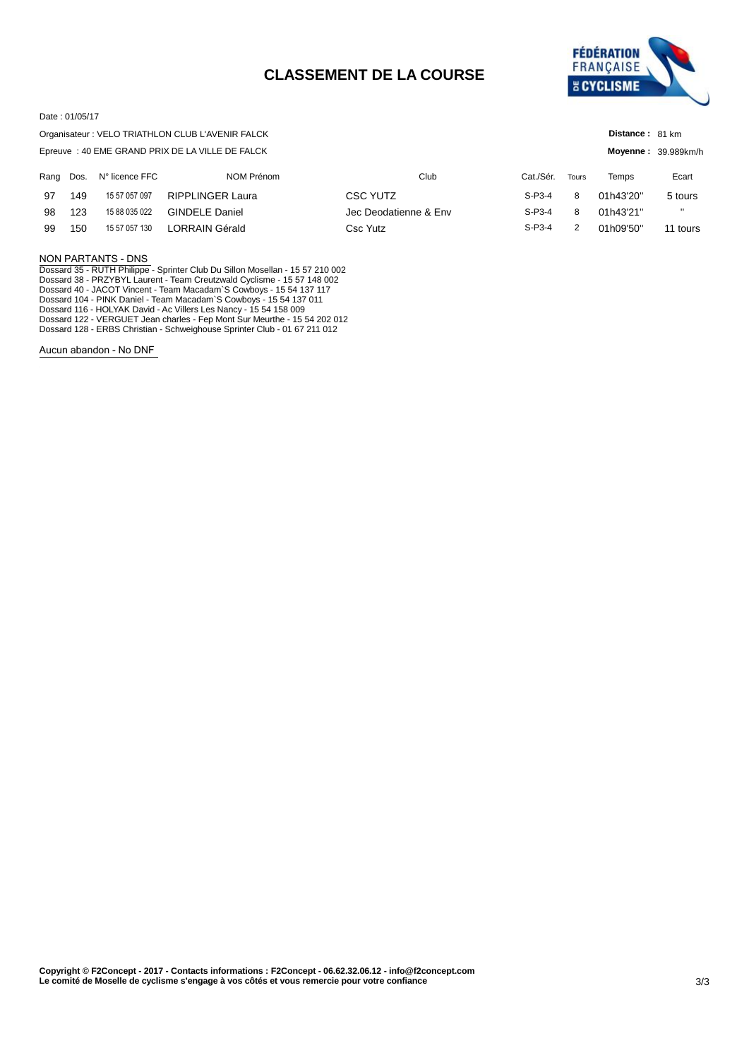# CLASSEMENT DE LA COURSE

Date : 01/05/17

Organisateur : VELO TRIATHLON CLUB L'AVENIR FALCK

Epreuve : 40 EME GRAND PRIX DE LA VILLE DE FALCK

**Distance :** 81 km

**Moyenne :** 39.989km/h

| Rang | Dos. | N° licence FFC | NOM Prénom | Club | Cat./Sér. | Tours | Temps | Ecart |
|---|---|---|---|---|---|---|---|---|
| 97 | 149 | 15 57 057 097 | RIPPLINGER Laura | CSC YUTZ | S-P3-4 | 8 | 01h43'20" | 5 tours |
| 98 | 123 | 15 88 035 022 | GINDELE Daniel | Jec Deodatienne & Env | S-P3-4 | 8 | 01h43'21" | " |
| 99 | 150 | 15 57 057 130 | LORRAIN Gérald | Csc Yutz | S-P3-4 | 2 | 01h09'50" | 11 tours |

NON PARTANTS - DNS

Dossard 35 - RUTH Philippe - Sprinter Club Du Sillon Mosellan - 15 57 210 002
Dossard 38 - PRZYBYL Laurent - Team Creutzwald Cyclisme - 15 57 148 002
Dossard 40 - JACOT Vincent - Team Macadam`S Cowboys - 15 54 137 117
Dossard 104 - PINK Daniel - Team Macadam`S Cowboys - 15 54 137 011
Dossard 116 - HOLYAK David - Ac Villers Les Nancy - 15 54 158 009
Dossard 122 - VERGUET Jean charles - Fep Mont Sur Meurthe - 15 54 202 012
Dossard 128 - ERBS Christian - Schweighouse Sprinter Club - 01 67 211 012

Aucun abandon - No DNF

**Copyright © F2Concept - 2017 - Contacts informations : F2Concept - 06.62.32.06.12 - info@f2concept.com**
**Le comité de Moselle de cyclisme s'engage à vos côtés et vous remercie pour votre confiance**